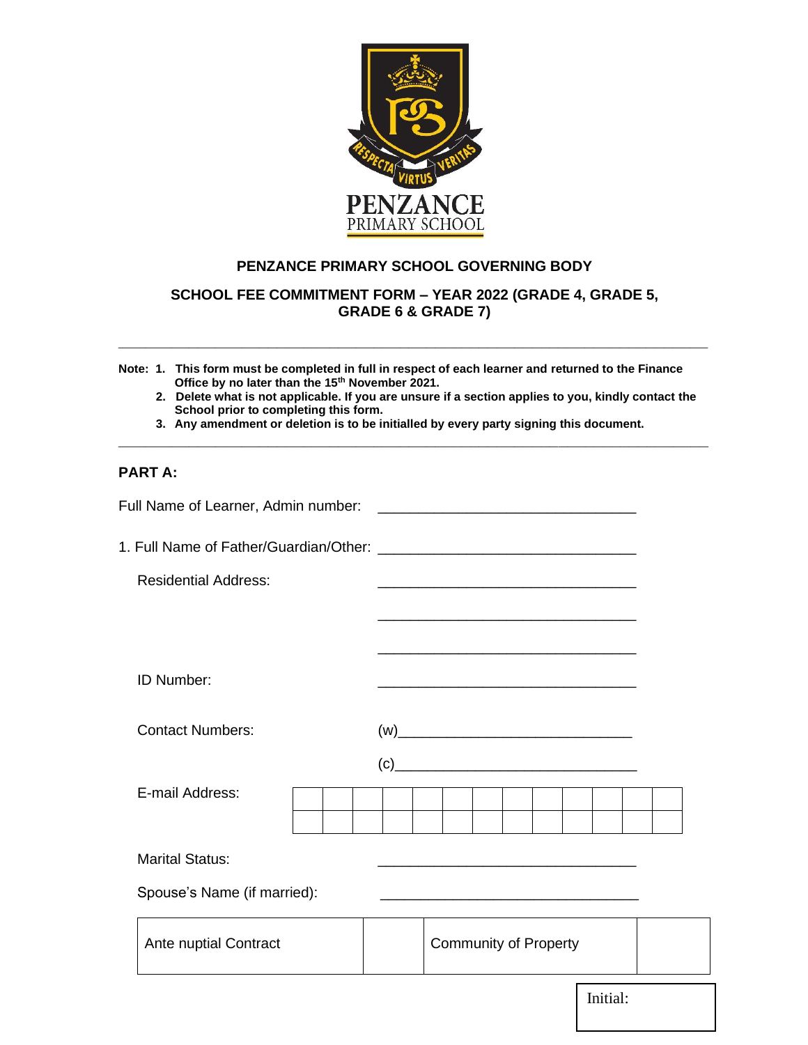# PENZANCE PRIMARY SCHOOL GOVERNING BODY

## SCHOOL FEE COMMITMENT FORM – YEAR 2022 (GRADE 4, GRADE 5, GRADE 6 & GRADE 7)

---

**Note:**
1. **This form must be completed in full in respect of each learner and returned to the Finance Office by no later than the 15th November 2021.**
2. **Delete what is not applicable. If you are unsure if a section applies to you, kindly contact the School prior to completing this form.**
3. **Any amendment or deletion is to be initialled by every party signing this document.**

---

## PART A:

Full Name of Learner, Admin number: ______________________________

1. Full Name of Father/Guardian/Other: ______________________________

   Residential Address: ______________________________

   ______________________________

   ______________________________

   ID Number: ______________________________

   Contact Numbers: (w)______________________________

   (c)______________________________

   E-mail Address:

| | | | | | | | | | | | | |
|---|---|---|---|---|---|---|---|---|---|---|---|---|
| | | | | | | | | | | | | |

   Marital Status: ______________________________

   Spouse's Name (if married): ______________________________

| Ante nuptial Contract | | Community of Property | |
|---|---|---|---|

Initial: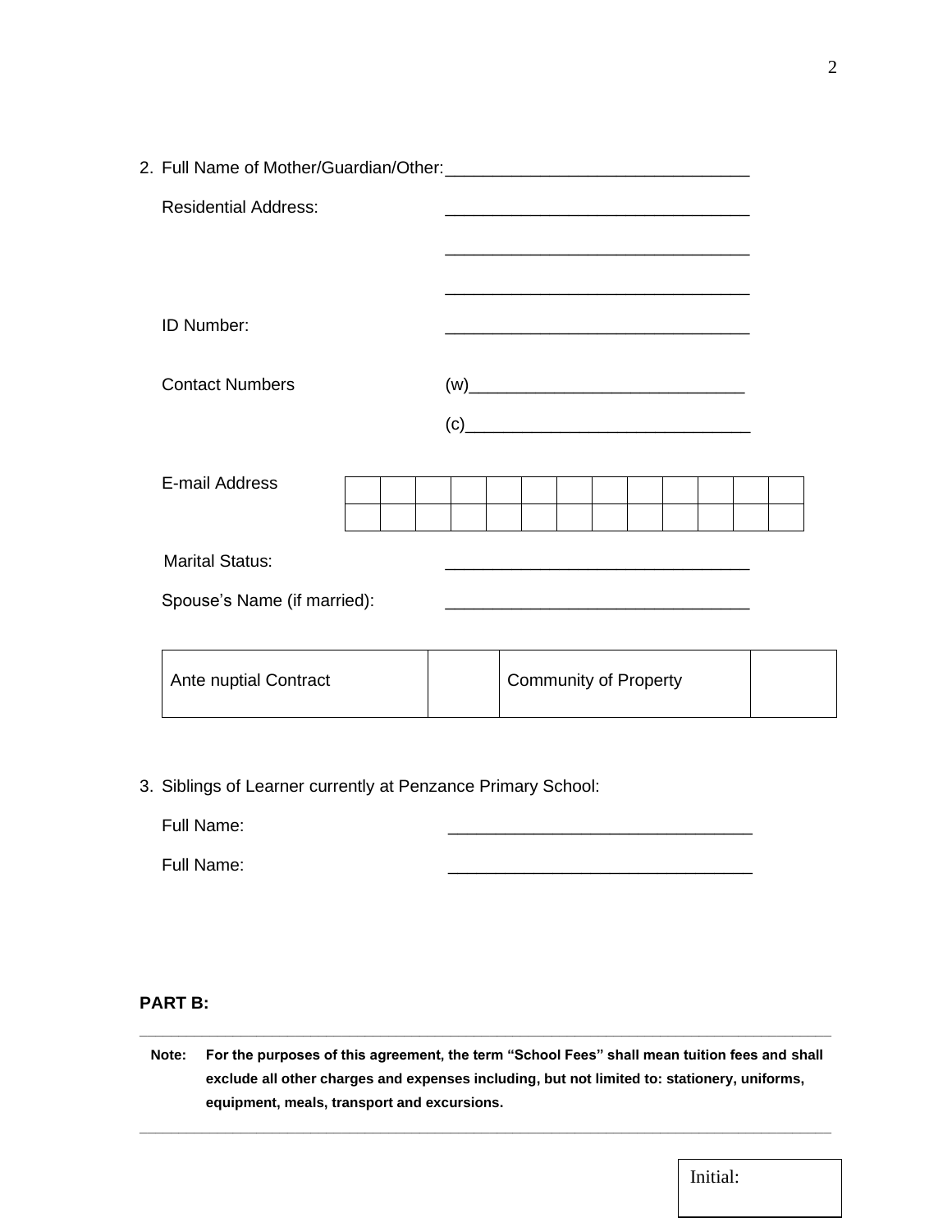2. Full Name of Mother/Guardian/Other: ________________________________

   Residential Address: ________________________________

   ________________________________

   ________________________________

   ID Number: ________________________________

   Contact Numbers (w)____________________________

   (c)____________________________

   E-mail Address

   | | | | | | | | | | | | | |
   |---|---|---|---|---|---|---|---|---|---|---|---|---|
   | | | | | | | | | | | | | |

   Marital Status: ________________________________

   Spouse's Name (if married): ________________________________

   | Ante nuptial Contract | | Community of Property | |
   |---|---|---|---|

3. Siblings of Learner currently at Penzance Primary School:

   Full Name: ________________________________

   Full Name: ________________________________

**PART B:**

---

**Note: For the purposes of this agreement, the term "School Fees" shall mean tuition fees and shall exclude all other charges and expenses including, but not limited to: stationery, uniforms, equipment, meals, transport and excursions.**

---

Initial: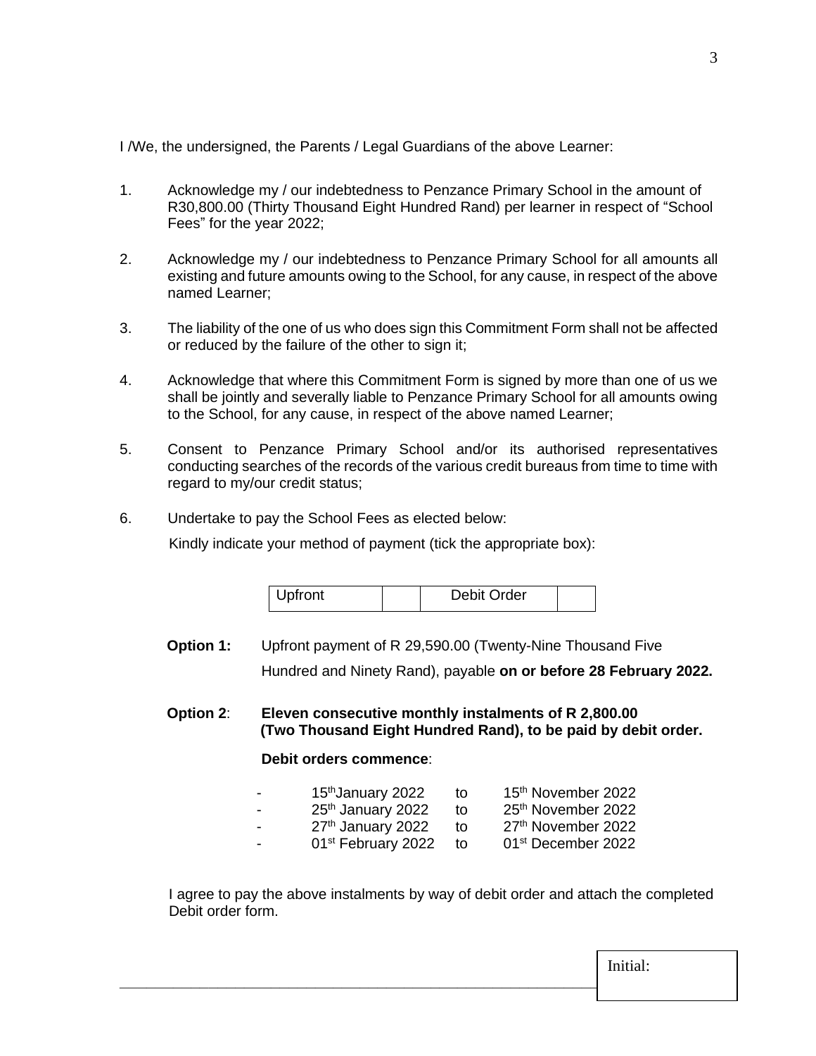I /We, the undersigned, the Parents / Legal Guardians of the above Learner:

1. Acknowledge my / our indebtedness to Penzance Primary School in the amount of R30,800.00 (Thirty Thousand Eight Hundred Rand) per learner in respect of "School Fees" for the year 2022;

2. Acknowledge my / our indebtedness to Penzance Primary School for all amounts all existing and future amounts owing to the School, for any cause, in respect of the above named Learner;

3. The liability of the one of us who does sign this Commitment Form shall not be affected or reduced by the failure of the other to sign it;

4. Acknowledge that where this Commitment Form is signed by more than one of us we shall be jointly and severally liable to Penzance Primary School for all amounts owing to the School, for any cause, in respect of the above named Learner;

5. Consent to Penzance Primary School and/or its authorised representatives conducting searches of the records of the various credit bureaus from time to time with regard to my/our credit status;

6. Undertake to pay the School Fees as elected below:

   Kindly indicate your method of payment (tick the appropriate box):

| Upfront | | Debit Order | |
|---|---|---|---|

**Option 1:** Upfront payment of R 29,590.00 (Twenty-Nine Thousand Five Hundred and Ninety Rand), payable **on or before 28 February 2022.**

**Option 2**: **Eleven consecutive monthly instalments of R 2,800.00 (Two Thousand Eight Hundred Rand), to be paid by debit order.**

**Debit orders commence**:

- 15th January 2022 to 15th November 2022
- 25th January 2022 to 25th November 2022
- 27th January 2022 to 27th November 2022
- 01st February 2022 to 01st December 2022

I agree to pay the above instalments by way of debit order and attach the completed Debit order form.

Initial: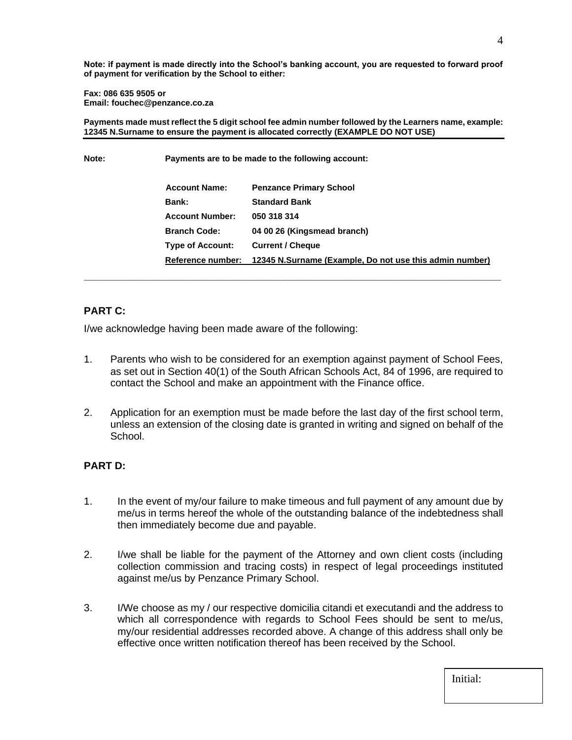**Note: if payment is made directly into the School's banking account, you are requested to forward proof of payment for verification by the School to either:**

**Fax: 086 635 9505 or**
**Email: fouchec@penzance.co.za**

**Payments made must reflect the 5 digit school fee admin number followed by the Learners name, example: 12345 N.Surname to ensure the payment is allocated correctly (EXAMPLE DO NOT USE)**

---

**Note:** **Payments are to be made to the following account:**

| | |
|---|---|
| **Account Name:** | **Penzance Primary School** |
| **Bank:** | **Standard Bank** |
| **Account Number:** | **050 318 314** |
| **Branch Code:** | **04 00 26 (Kingsmead branch)** |
| **Type of Account:** | **Current / Cheque** |
| **Reference number:** | **12345 N.Surname (Example, Do not use this admin number)** |

---

## PART C:

I/we acknowledge having been made aware of the following:

1. Parents who wish to be considered for an exemption against payment of School Fees, as set out in Section 40(1) of the South African Schools Act, 84 of 1996, are required to contact the School and make an appointment with the Finance office.

2. Application for an exemption must be made before the last day of the first school term, unless an extension of the closing date is granted in writing and signed on behalf of the School.

## PART D:

1. In the event of my/our failure to make timeous and full payment of any amount due by me/us in terms hereof the whole of the outstanding balance of the indebtedness shall then immediately become due and payable.

2. I/we shall be liable for the payment of the Attorney and own client costs (including collection commission and tracing costs) in respect of legal proceedings instituted against me/us by Penzance Primary School.

3. I/We choose as my / our respective domicilia citandi et executandi and the address to which all correspondence with regards to School Fees should be sent to me/us, my/our residential addresses recorded above. A change of this address shall only be effective once written notification thereof has been received by the School.

Initial: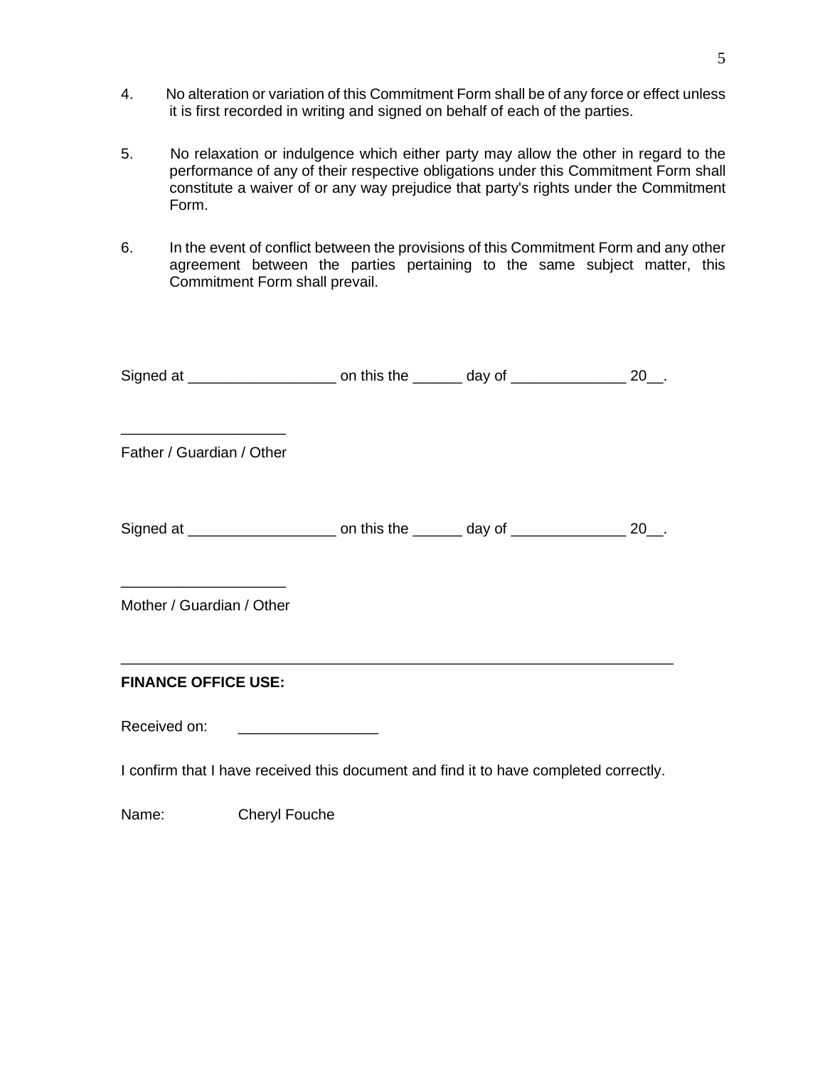4. No alteration or variation of this Commitment Form shall be of any force or effect unless it is first recorded in writing and signed on behalf of each of the parties.

5. No relaxation or indulgence which either party may allow the other in regard to the performance of any of their respective obligations under this Commitment Form shall constitute a waiver of or any way prejudice that party's rights under the Commitment Form.

6. In the event of conflict between the provisions of this Commitment Form and any other agreement between the parties pertaining to the same subject matter, this Commitment Form shall prevail.

Signed at __________________ on this the ______ day of ______________ 20__.

___________________

Father / Guardian / Other

Signed at __________________ on this the ______ day of ______________ 20__.

___________________

Mother / Guardian / Other

---

**FINANCE OFFICE USE:**

Received on: _________________

I confirm that I have received this document and find it to have completed correctly.

Name: Cheryl Fouche